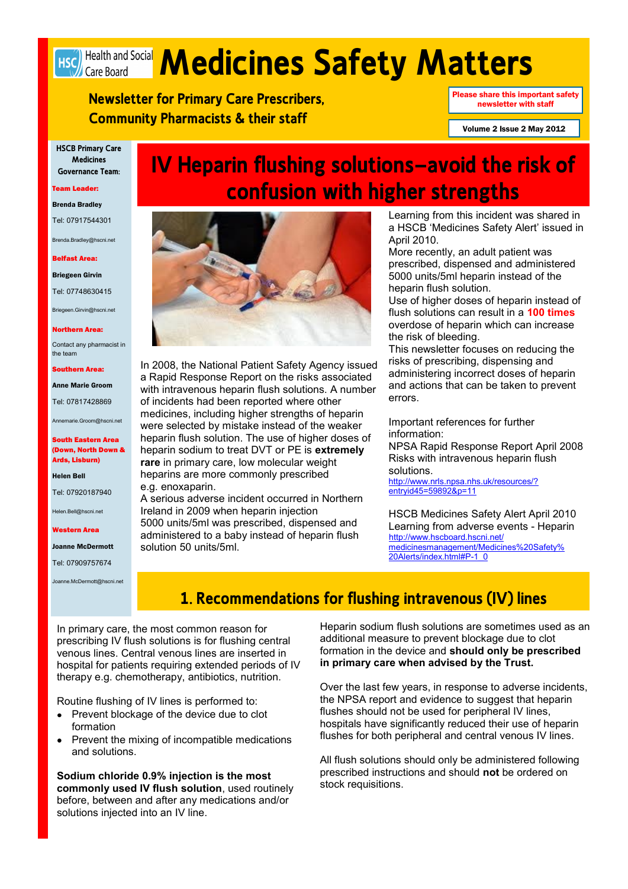# Medicines Safety Matters

**Newsletter for Primary Care Prescribers, Community Pharmacists & their staff**

Please share this important safety newsletter with staff

Volume 2 Issue 2 May 2012

**HSCB Primary Care Medicines Governance Team:**

**Team Leader:**

**Brenda Bradley**

Tel: 07917544301

Brenda.Bradley@hscni.net

**Belfast Area:**

**Briegeen Girvin**

Tel: 07748630415

Briegeen.Girvin@hscni.net

**Northern Area:**

Contact any pharmacist in the team

**Southern Area:**

**Anne Marie Groom**

Tel: 07817428869

Annemarie.Groom@hscni.net

**South Eastern Area (Down, North Down & Ards, Lisburn)**

**Helen Bell**

Tel: 07920187940

Helen.Bell@hscni.net

**Western Area**

**Joanne McDermott**

Tel: 07909757674

Joanne.McDermott@hscni.net

## IV Heparin flushing solutions—avoid the risk of confusion with higher strengths

In 2008, the National Patient Safety Agency issued a Rapid Response Report on the risks associated with intravenous heparin flush solutions. A number of incidents had been reported where other medicines, including higher strengths of heparin were selected by mistake instead of the weaker heparin flush solution. The use of higher doses of heparin sodium to treat DVT or PE is **extremely rare** in primary care, low molecular weight heparins are more commonly prescribed e.g. enoxaparin.

A serious adverse incident occurred in Northern Ireland in 2009 when heparin injection 5000 units/5ml was prescribed, dispensed and administered to a baby instead of heparin flush solution 50 units/5ml.

Learning from this incident was shared in a HSCB 'Medicines Safety Alert' issued in April 2010.

More recently, an adult patient was prescribed, dispensed and administered 5000 units/5ml heparin instead of the heparin flush solution.

Use of higher doses of heparin instead of flush solutions can result in a **100 times** overdose of heparin which can increase the risk of bleeding.

This newsletter focuses on reducing the risks of prescribing, dispensing and administering incorrect doses of heparin and actions that can be taken to prevent errors.

Important references for further information:

NPSA Rapid Response Report April 2008 Risks with intravenous heparin flush solutions.
http://www.nrls.npsa.nhs.uk/resources/?entryid45=59892&p=11

HSCB Medicines Safety Alert April 2010 Learning from adverse events - Heparin
http://www.hscboard.hscni.net/medicinesmanagement/Medicines%20Safety%20Alerts/index.html#P-1_0

## 1. Recommendations for flushing intravenous (IV) lines

In primary care, the most common reason for prescribing IV flush solutions is for flushing central venous lines. Central venous lines are inserted in hospital for patients requiring extended periods of IV therapy e.g. chemotherapy, antibiotics, nutrition.

Routine flushing of IV lines is performed to:

- Prevent blockage of the device due to clot formation
- Prevent the mixing of incompatible medications and solutions.

**Sodium chloride 0.9% injection is the most commonly used IV flush solution**, used routinely before, between and after any medications and/or solutions injected into an IV line.

Heparin sodium flush solutions are sometimes used as an additional measure to prevent blockage due to clot formation in the device and **should only be prescribed in primary care when advised by the Trust.**

Over the last few years, in response to adverse incidents, the NPSA report and evidence to suggest that heparin flushes should not be used for peripheral IV lines, hospitals have significantly reduced their use of heparin flushes for both peripheral and central venous IV lines.

All flush solutions should only be administered following prescribed instructions and should **not** be ordered on stock requisitions.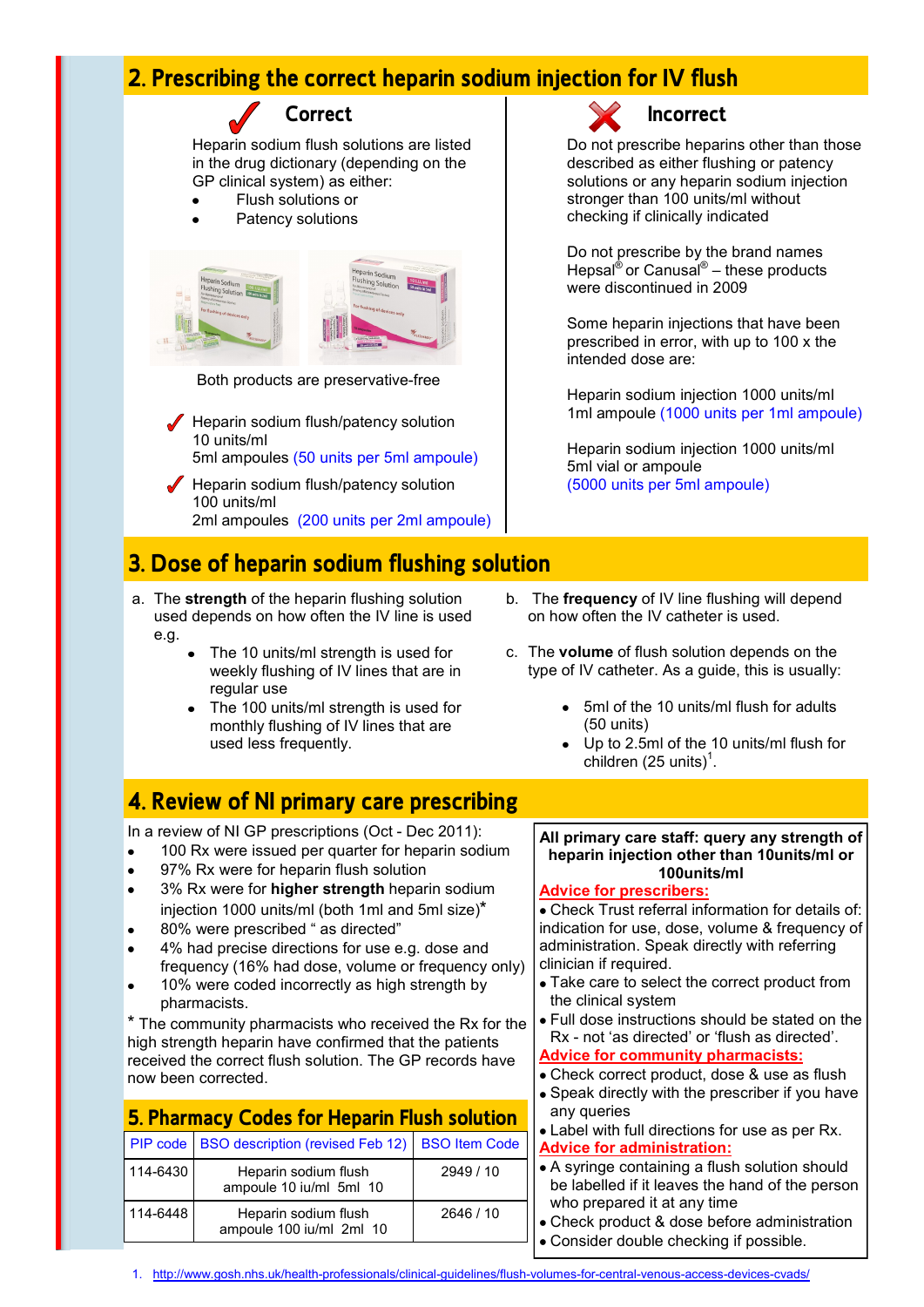## 2. Prescribing the correct heparin sodium injection for IV flush

### Correct

Heparin sodium flush solutions are listed in the drug dictionary (depending on the GP clinical system) as either:

- Flush solutions or
- Patency solutions

Both products are preservative-free

- ✓ Heparin sodium flush/patency solution 10 units/ml 5ml ampoules (50 units per 5ml ampoule)
- ✓ Heparin sodium flush/patency solution 100 units/ml 2ml ampoules (200 units per 2ml ampoule)

### Incorrect

Do not prescribe heparins other than those described as either flushing or patency solutions or any heparin sodium injection stronger than 100 units/ml without checking if clinically indicated

Do not prescribe by the brand names Hepsal® or Canusal® – these products were discontinued in 2009

Some heparin injections that have been prescribed in error, with up to 100 x the intended dose are:

Heparin sodium injection 1000 units/ml 1ml ampoule (1000 units per 1ml ampoule)

Heparin sodium injection 1000 units/ml 5ml vial or ampoule (5000 units per 5ml ampoule)

## 3. Dose of heparin sodium flushing solution

a. The **strength** of the heparin flushing solution used depends on how often the IV line is used e.g.
   - The 10 units/ml strength is used for weekly flushing of IV lines that are in regular use
   - The 100 units/ml strength is used for monthly flushing of IV lines that are used less frequently.

b. The **frequency** of IV line flushing will depend on how often the IV catheter is used.

c. The **volume** of flush solution depends on the type of IV catheter. As a guide, this is usually:
   - 5ml of the 10 units/ml flush for adults (50 units)
   - Up to 2.5ml of the 10 units/ml flush for children (25 units)[1].

## 4. Review of NI primary care prescribing

In a review of NI GP prescriptions (Oct - Dec 2011):

- 100 Rx were issued per quarter for heparin sodium
- 97% Rx were for heparin flush solution
- 3% Rx were for **higher strength** heparin sodium injection 1000 units/ml (both 1ml and 5ml size)*
- 80% were prescribed " as directed"
- 4% had precise directions for use e.g. dose and frequency (16% had dose, volume or frequency only)
- 10% were coded incorrectly as high strength by pharmacists.

* The community pharmacists who received the Rx for the high strength heparin have confirmed that the patients received the correct flush solution. The GP records have now been corrected.

**All primary care staff: query any strength of heparin injection other than 10units/ml or 100units/ml**

**Advice for prescribers:**

- Check Trust referral information for details of: indication for use, dose, volume & frequency of administration. Speak directly with referring clinician if required.
- Take care to select the correct product from the clinical system
- Full dose instructions should be stated on the Rx - not 'as directed' or 'flush as directed'.

**Advice for community pharmacists:**

- Check correct product, dose & use as flush
- Speak directly with the prescriber if you have any queries
- Label with full directions for use as per Rx.

**Advice for administration:**

- A syringe containing a flush solution should be labelled if it leaves the hand of the person who prepared it at any time
- Check product & dose before administration
- Consider double checking if possible.

## 5. Pharmacy Codes for Heparin Flush solution

| PIP code | BSO description (revised Feb 12) | BSO Item Code |
|---|---|---|
| 114-6430 | Heparin sodium flush ampoule 10 iu/ml 5ml 10 | 2949 / 10 |
| 114-6448 | Heparin sodium flush ampoule 100 iu/ml 2ml 10 | 2646 / 10 |

1. http://www.gosh.nhs.uk/health-professionals/clinical-guidelines/flush-volumes-for-central-venous-access-devices-cvads/